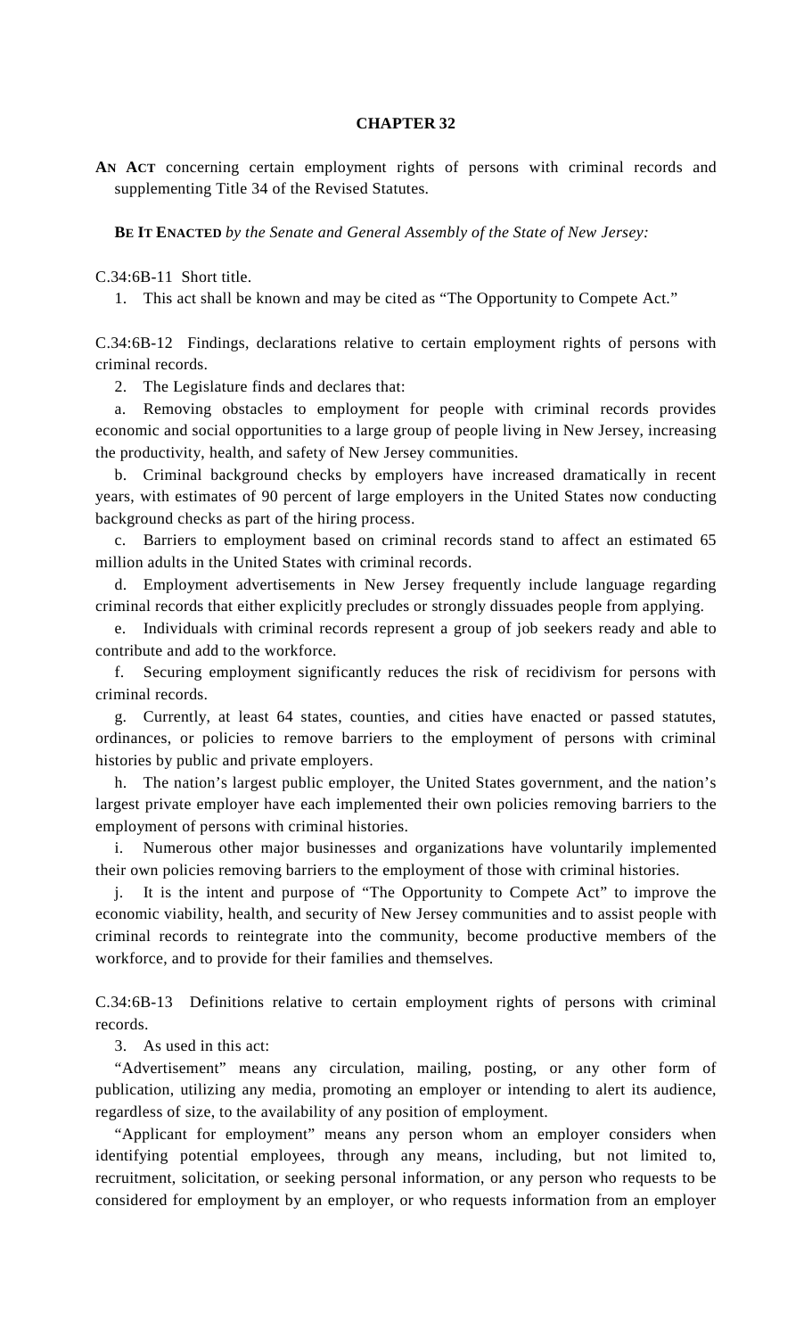# CHAPTER 32

**AN ACT** concerning certain employment rights of persons with criminal records and supplementing Title 34 of the Revised Statutes.

**BE IT ENACTED** *by the Senate and General Assembly of the State of New Jersey:*

C.34:6B-11 Short title.

1. This act shall be known and may be cited as "The Opportunity to Compete Act."

C.34:6B-12 Findings, declarations relative to certain employment rights of persons with criminal records.

2. The Legislature finds and declares that:

a. Removing obstacles to employment for people with criminal records provides economic and social opportunities to a large group of people living in New Jersey, increasing the productivity, health, and safety of New Jersey communities.

b. Criminal background checks by employers have increased dramatically in recent years, with estimates of 90 percent of large employers in the United States now conducting background checks as part of the hiring process.

c. Barriers to employment based on criminal records stand to affect an estimated 65 million adults in the United States with criminal records.

d. Employment advertisements in New Jersey frequently include language regarding criminal records that either explicitly precludes or strongly dissuades people from applying.

e. Individuals with criminal records represent a group of job seekers ready and able to contribute and add to the workforce.

f. Securing employment significantly reduces the risk of recidivism for persons with criminal records.

g. Currently, at least 64 states, counties, and cities have enacted or passed statutes, ordinances, or policies to remove barriers to the employment of persons with criminal histories by public and private employers.

h. The nation's largest public employer, the United States government, and the nation's largest private employer have each implemented their own policies removing barriers to the employment of persons with criminal histories.

i. Numerous other major businesses and organizations have voluntarily implemented their own policies removing barriers to the employment of those with criminal histories.

j. It is the intent and purpose of "The Opportunity to Compete Act" to improve the economic viability, health, and security of New Jersey communities and to assist people with criminal records to reintegrate into the community, become productive members of the workforce, and to provide for their families and themselves.

C.34:6B-13 Definitions relative to certain employment rights of persons with criminal records.

3. As used in this act:

"Advertisement" means any circulation, mailing, posting, or any other form of publication, utilizing any media, promoting an employer or intending to alert its audience, regardless of size, to the availability of any position of employment.

"Applicant for employment" means any person whom an employer considers when identifying potential employees, through any means, including, but not limited to, recruitment, solicitation, or seeking personal information, or any person who requests to be considered for employment by an employer, or who requests information from an employer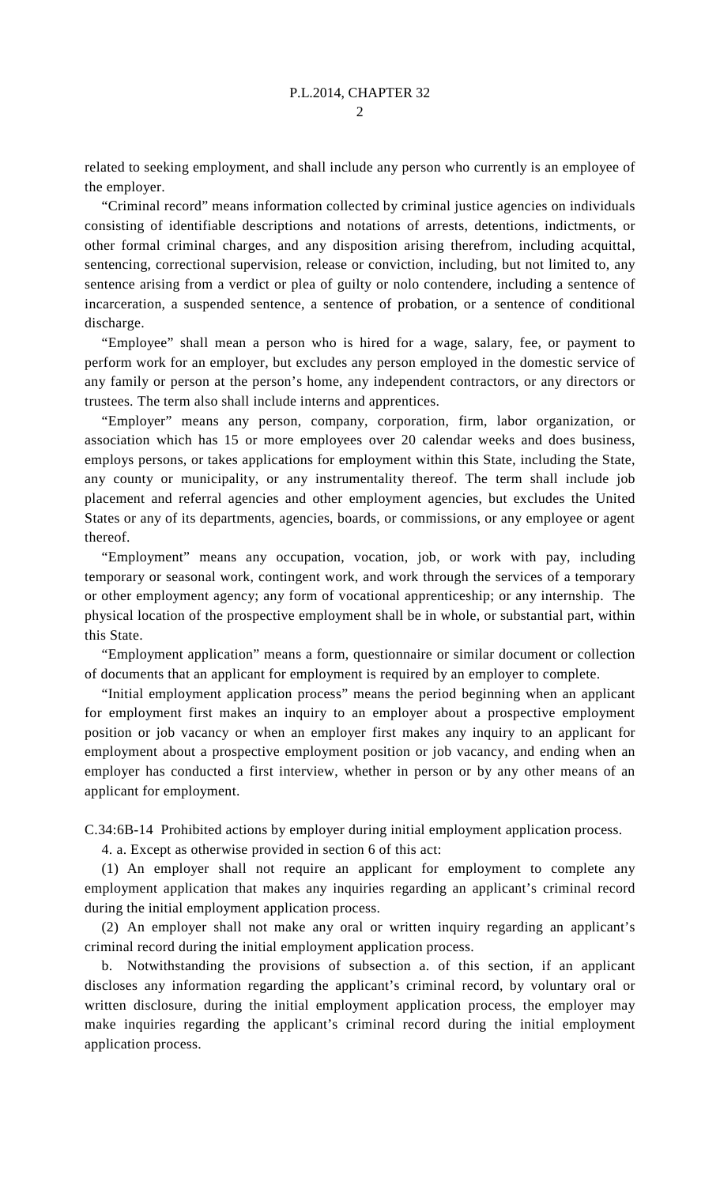related to seeking employment, and shall include any person who currently is an employee of the employer.

"Criminal record" means information collected by criminal justice agencies on individuals consisting of identifiable descriptions and notations of arrests, detentions, indictments, or other formal criminal charges, and any disposition arising therefrom, including acquittal, sentencing, correctional supervision, release or conviction, including, but not limited to, any sentence arising from a verdict or plea of guilty or nolo contendere, including a sentence of incarceration, a suspended sentence, a sentence of probation, or a sentence of conditional discharge.

"Employee" shall mean a person who is hired for a wage, salary, fee, or payment to perform work for an employer, but excludes any person employed in the domestic service of any family or person at the person's home, any independent contractors, or any directors or trustees. The term also shall include interns and apprentices.

"Employer" means any person, company, corporation, firm, labor organization, or association which has 15 or more employees over 20 calendar weeks and does business, employs persons, or takes applications for employment within this State, including the State, any county or municipality, or any instrumentality thereof. The term shall include job placement and referral agencies and other employment agencies, but excludes the United States or any of its departments, agencies, boards, or commissions, or any employee or agent thereof.

"Employment" means any occupation, vocation, job, or work with pay, including temporary or seasonal work, contingent work, and work through the services of a temporary or other employment agency; any form of vocational apprenticeship; or any internship. The physical location of the prospective employment shall be in whole, or substantial part, within this State.

"Employment application" means a form, questionnaire or similar document or collection of documents that an applicant for employment is required by an employer to complete.

"Initial employment application process" means the period beginning when an applicant for employment first makes an inquiry to an employer about a prospective employment position or job vacancy or when an employer first makes any inquiry to an applicant for employment about a prospective employment position or job vacancy, and ending when an employer has conducted a first interview, whether in person or by any other means of an applicant for employment.

C.34:6B-14 Prohibited actions by employer during initial employment application process.

4. a. Except as otherwise provided in section 6 of this act:

(1) An employer shall not require an applicant for employment to complete any employment application that makes any inquiries regarding an applicant's criminal record during the initial employment application process.

(2) An employer shall not make any oral or written inquiry regarding an applicant's criminal record during the initial employment application process.

b. Notwithstanding the provisions of subsection a. of this section, if an applicant discloses any information regarding the applicant's criminal record, by voluntary oral or written disclosure, during the initial employment application process, the employer may make inquiries regarding the applicant's criminal record during the initial employment application process.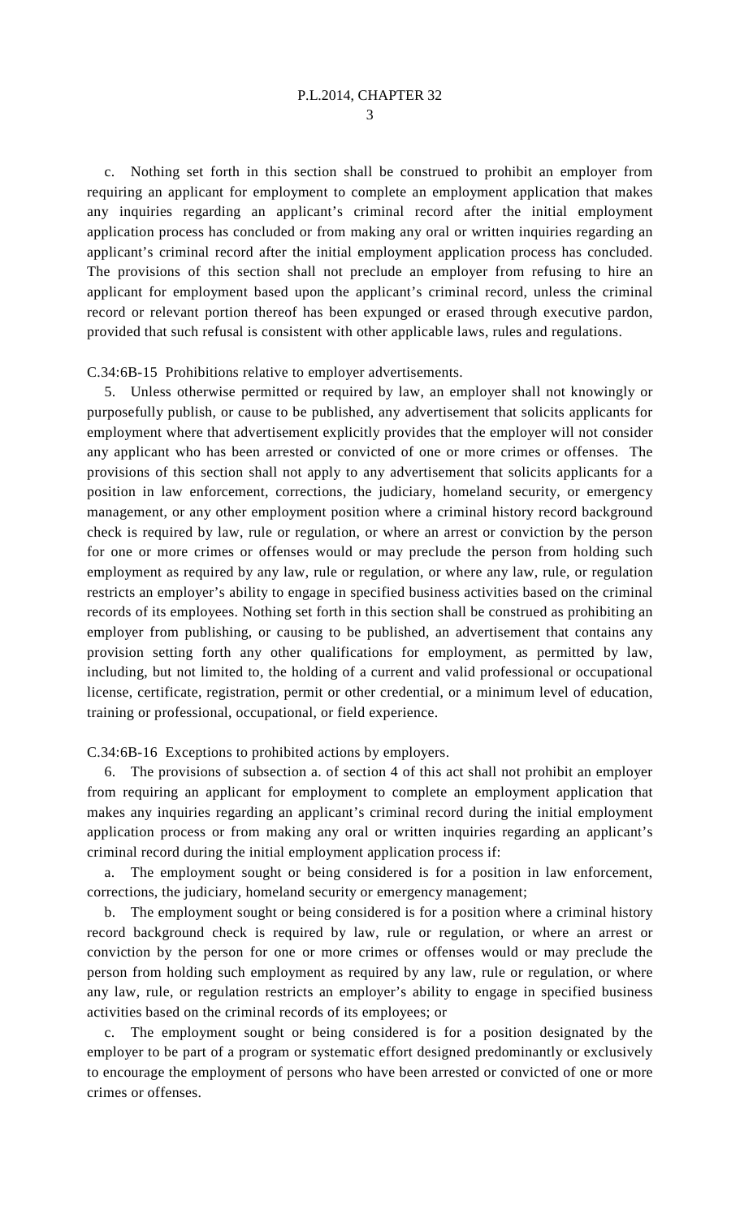c. Nothing set forth in this section shall be construed to prohibit an employer from requiring an applicant for employment to complete an employment application that makes any inquiries regarding an applicant's criminal record after the initial employment application process has concluded or from making any oral or written inquiries regarding an applicant's criminal record after the initial employment application process has concluded. The provisions of this section shall not preclude an employer from refusing to hire an applicant for employment based upon the applicant's criminal record, unless the criminal record or relevant portion thereof has been expunged or erased through executive pardon, provided that such refusal is consistent with other applicable laws, rules and regulations.

C.34:6B-15 Prohibitions relative to employer advertisements.

5. Unless otherwise permitted or required by law, an employer shall not knowingly or purposefully publish, or cause to be published, any advertisement that solicits applicants for employment where that advertisement explicitly provides that the employer will not consider any applicant who has been arrested or convicted of one or more crimes or offenses. The provisions of this section shall not apply to any advertisement that solicits applicants for a position in law enforcement, corrections, the judiciary, homeland security, or emergency management, or any other employment position where a criminal history record background check is required by law, rule or regulation, or where an arrest or conviction by the person for one or more crimes or offenses would or may preclude the person from holding such employment as required by any law, rule or regulation, or where any law, rule, or regulation restricts an employer's ability to engage in specified business activities based on the criminal records of its employees. Nothing set forth in this section shall be construed as prohibiting an employer from publishing, or causing to be published, an advertisement that contains any provision setting forth any other qualifications for employment, as permitted by law, including, but not limited to, the holding of a current and valid professional or occupational license, certificate, registration, permit or other credential, or a minimum level of education, training or professional, occupational, or field experience.

C.34:6B-16 Exceptions to prohibited actions by employers.

6. The provisions of subsection a. of section 4 of this act shall not prohibit an employer from requiring an applicant for employment to complete an employment application that makes any inquiries regarding an applicant's criminal record during the initial employment application process or from making any oral or written inquiries regarding an applicant's criminal record during the initial employment application process if:

a. The employment sought or being considered is for a position in law enforcement, corrections, the judiciary, homeland security or emergency management;

b. The employment sought or being considered is for a position where a criminal history record background check is required by law, rule or regulation, or where an arrest or conviction by the person for one or more crimes or offenses would or may preclude the person from holding such employment as required by any law, rule or regulation, or where any law, rule, or regulation restricts an employer's ability to engage in specified business activities based on the criminal records of its employees; or

c. The employment sought or being considered is for a position designated by the employer to be part of a program or systematic effort designed predominantly or exclusively to encourage the employment of persons who have been arrested or convicted of one or more crimes or offenses.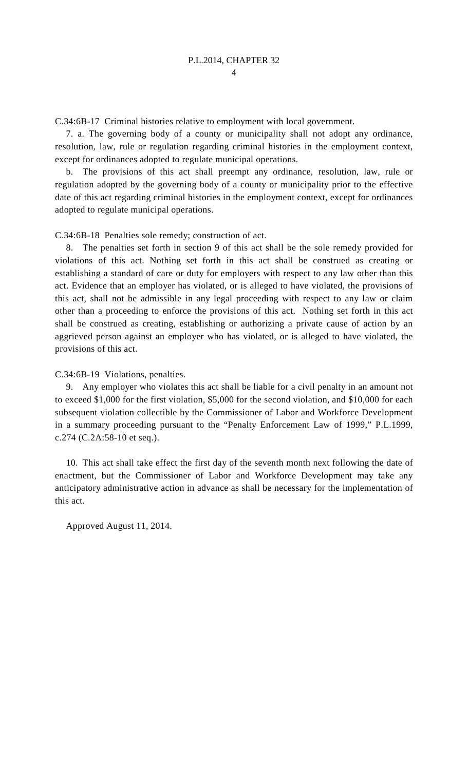C.34:6B-17 Criminal histories relative to employment with local government.

7. a. The governing body of a county or municipality shall not adopt any ordinance, resolution, law, rule or regulation regarding criminal histories in the employment context, except for ordinances adopted to regulate municipal operations.

b. The provisions of this act shall preempt any ordinance, resolution, law, rule or regulation adopted by the governing body of a county or municipality prior to the effective date of this act regarding criminal histories in the employment context, except for ordinances adopted to regulate municipal operations.

C.34:6B-18 Penalties sole remedy; construction of act.

8. The penalties set forth in section 9 of this act shall be the sole remedy provided for violations of this act. Nothing set forth in this act shall be construed as creating or establishing a standard of care or duty for employers with respect to any law other than this act. Evidence that an employer has violated, or is alleged to have violated, the provisions of this act, shall not be admissible in any legal proceeding with respect to any law or claim other than a proceeding to enforce the provisions of this act. Nothing set forth in this act shall be construed as creating, establishing or authorizing a private cause of action by an aggrieved person against an employer who has violated, or is alleged to have violated, the provisions of this act.

C.34:6B-19 Violations, penalties.

9. Any employer who violates this act shall be liable for a civil penalty in an amount not to exceed $1,000 for the first violation, $5,000 for the second violation, and $10,000 for each subsequent violation collectible by the Commissioner of Labor and Workforce Development in a summary proceeding pursuant to the "Penalty Enforcement Law of 1999," P.L.1999, c.274 (C.2A:58-10 et seq.).

10. This act shall take effect the first day of the seventh month next following the date of enactment, but the Commissioner of Labor and Workforce Development may take any anticipatory administrative action in advance as shall be necessary for the implementation of this act.

Approved August 11, 2014.